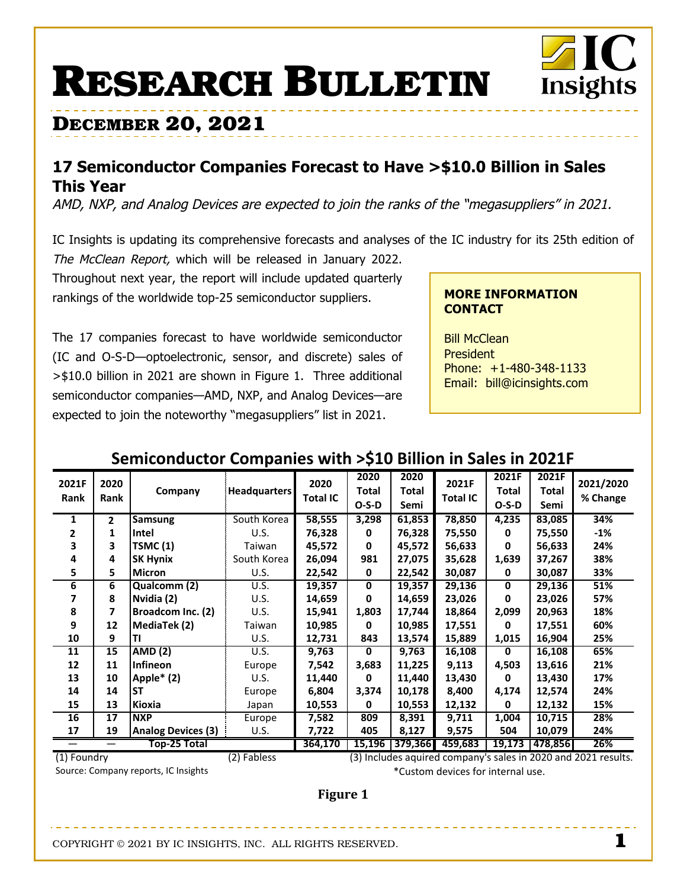# RESEARCH BULLETIN

## DECEMBER 20, 2021

### 17 Semiconductor Companies Forecast to Have >$10.0 Billion in Sales This Year

*AMD, NXP, and Analog Devices are expected to join the ranks of the "megasuppliers" in 2021.*

IC Insights is updating its comprehensive forecasts and analyses of the IC industry for its 25th edition of *The McClean Report,* which will be released in January 2022. Throughout next year, the report will include updated quarterly rankings of the worldwide top-25 semiconductor suppliers.

The 17 companies forecast to have worldwide semiconductor (IC and O-S-D—optoelectronic, sensor, and discrete) sales of >$10.0 billion in 2021 are shown in Figure 1. Three additional semiconductor companies—AMD, NXP, and Analog Devices—are expected to join the noteworthy "megasuppliers" list in 2021.

**MORE INFORMATION CONTACT**

Bill McClean
President
Phone: +1-480-348-1133
Email: bill@icinsights.com

**Semiconductor Companies with >$10 Billion in Sales in 2021F**

| 2021F Rank | 2020 Rank | Company | Headquarters | 2020 Total IC | 2020 Total O-S-D | 2020 Total Semi | 2021F Total IC | 2021F Total O-S-D | 2021F Total Semi | 2021/2020 % Change |
|---|---|---|---|---|---|---|---|---|---|---|
| 1 | 2 | Samsung | South Korea | 58,555 | 3,298 | 61,853 | 78,850 | 4,235 | 83,085 | 34% |
| 2 | 1 | Intel | U.S. | 76,328 | 0 | 76,328 | 75,550 | 0 | 75,550 | -1% |
| 3 | 3 | TSMC (1) | Taiwan | 45,572 | 0 | 45,572 | 56,633 | 0 | 56,633 | 24% |
| 4 | 4 | SK Hynix | South Korea | 26,094 | 981 | 27,075 | 35,628 | 1,639 | 37,267 | 38% |
| 5 | 5 | Micron | U.S. | 22,542 | 0 | 22,542 | 30,087 | 0 | 30,087 | 33% |
| 6 | 6 | Qualcomm (2) | U.S. | 19,357 | 0 | 19,357 | 29,136 | 0 | 29,136 | 51% |
| 7 | 8 | Nvidia (2) | U.S. | 14,659 | 0 | 14,659 | 23,026 | 0 | 23,026 | 57% |
| 8 | 7 | Broadcom Inc. (2) | U.S. | 15,941 | 1,803 | 17,744 | 18,864 | 2,099 | 20,963 | 18% |
| 9 | 12 | MediaTek (2) | Taiwan | 10,985 | 0 | 10,985 | 17,551 | 0 | 17,551 | 60% |
| 10 | 9 | TI | U.S. | 12,731 | 843 | 13,574 | 15,889 | 1,015 | 16,904 | 25% |
| 11 | 15 | AMD (2) | U.S. | 9,763 | 0 | 9,763 | 16,108 | 0 | 16,108 | 65% |
| 12 | 11 | Infineon | Europe | 7,542 | 3,683 | 11,225 | 9,113 | 4,503 | 13,616 | 21% |
| 13 | 10 | Apple* (2) | U.S. | 11,440 | 0 | 11,440 | 13,430 | 0 | 13,430 | 17% |
| 14 | 14 | ST | Europe | 6,804 | 3,374 | 10,178 | 8,400 | 4,174 | 12,574 | 24% |
| 15 | 13 | Kioxia | Japan | 10,553 | 0 | 10,553 | 12,132 | 0 | 12,132 | 15% |
| 16 | 17 | NXP | Europe | 7,582 | 809 | 8,391 | 9,711 | 1,004 | 10,715 | 28% |
| 17 | 19 | Analog Devices (3) | U.S. | 7,722 | 405 | 8,127 | 9,575 | 504 | 10,079 | 24% |
| — | — | Top-25 Total | | 364,170 | 15,196 | 379,366 | 459,683 | 19,173 | 478,856 | 26% |

(1) Foundry (2) Fabless (3) Includes aquired company's sales in 2020 and 2021 results.

Source: Company reports, IC Insights *Custom devices for internal use.

**Figure 1**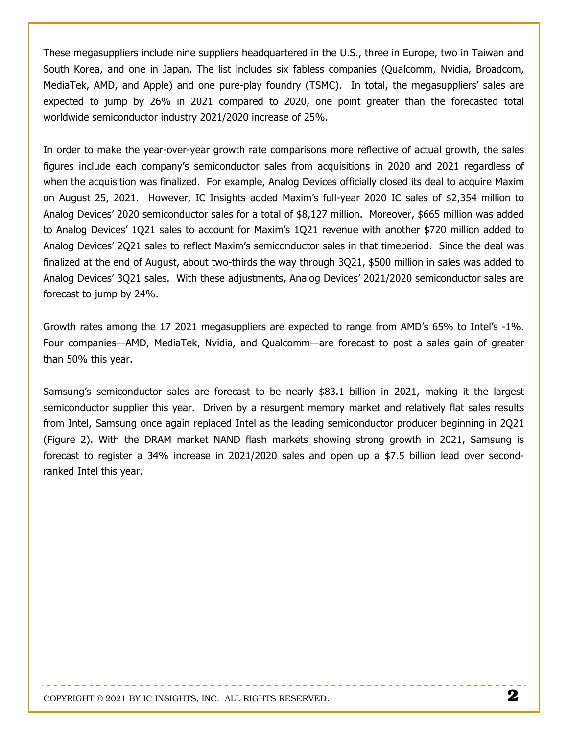These megasuppliers include nine suppliers headquartered in the U.S., three in Europe, two in Taiwan and South Korea, and one in Japan. The list includes six fabless companies (Qualcomm, Nvidia, Broadcom, MediaTek, AMD, and Apple) and one pure-play foundry (TSMC). In total, the megasuppliers' sales are expected to jump by 26% in 2021 compared to 2020, one point greater than the forecasted total worldwide semiconductor industry 2021/2020 increase of 25%.

In order to make the year-over-year growth rate comparisons more reflective of actual growth, the sales figures include each company's semiconductor sales from acquisitions in 2020 and 2021 regardless of when the acquisition was finalized. For example, Analog Devices officially closed its deal to acquire Maxim on August 25, 2021. However, IC Insights added Maxim's full-year 2020 IC sales of $2,354 million to Analog Devices' 2020 semiconductor sales for a total of $8,127 million. Moreover, $665 million was added to Analog Devices' 1Q21 sales to account for Maxim's 1Q21 revenue with another $720 million added to Analog Devices' 2Q21 sales to reflect Maxim's semiconductor sales in that timeperiod. Since the deal was finalized at the end of August, about two-thirds the way through 3Q21, $500 million in sales was added to Analog Devices' 3Q21 sales. With these adjustments, Analog Devices' 2021/2020 semiconductor sales are forecast to jump by 24%.

Growth rates among the 17 2021 megasuppliers are expected to range from AMD's 65% to Intel's -1%. Four companies—AMD, MediaTek, Nvidia, and Qualcomm—are forecast to post a sales gain of greater than 50% this year.

Samsung's semiconductor sales are forecast to be nearly $83.1 billion in 2021, making it the largest semiconductor supplier this year. Driven by a resurgent memory market and relatively flat sales results from Intel, Samsung once again replaced Intel as the leading semiconductor producer beginning in 2Q21 (Figure 2). With the DRAM market NAND flash markets showing strong growth in 2021, Samsung is forecast to register a 34% increase in 2021/2020 sales and open up a $7.5 billion lead over second-ranked Intel this year.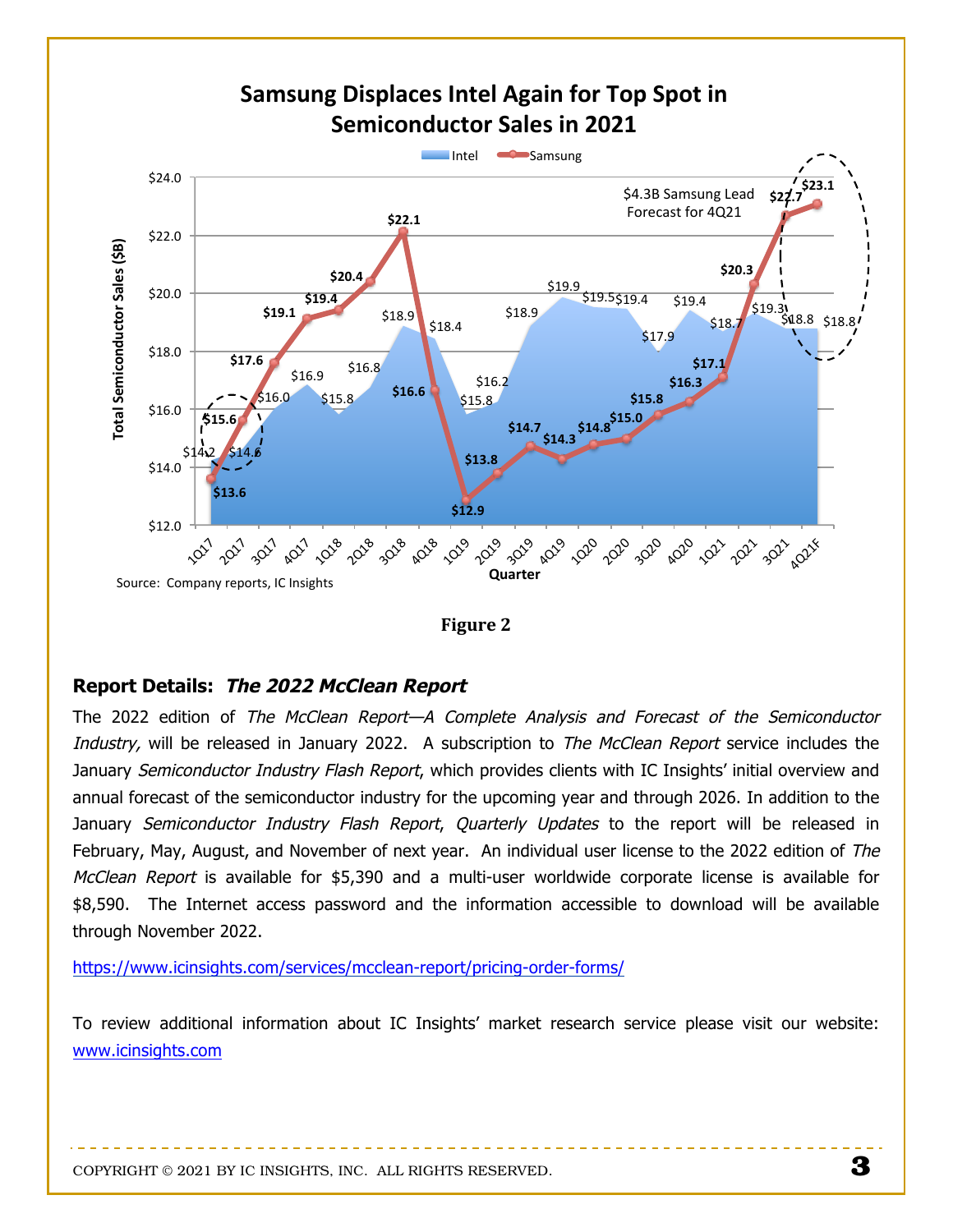**Samsung Displaces Intel Again for Top Spot in Semiconductor Sales in 2021**

| Quarter | Intel ($B) | Samsung ($B) |
|---|---|---|
| 1Q17 | $14.2 | $13.6 |
| 2Q17 | $14.6 | $15.6 |
| 3Q17 | $16.0 | $17.6 |
| 4Q17 | $16.9 | $19.1 |
| 1Q18 | $15.8 | $19.4 |
| 2Q18 | $16.8 | $20.4 |
| 3Q18 | $18.9 | $22.1 |
| 4Q18 | $18.4 | $16.6 |
| 1Q19 | $15.8 | $12.9 |
| 2Q19 | $16.2 | $13.8 |
| 3Q19 | $18.9 | $14.7 |
| 4Q19 | $19.9 | $14.3 |
| 1Q20 | $19.5 | $14.8 |
| 2Q20 | $19.4 | $15.0 |
| 3Q20 | $17.9 | $15.8 |
| 4Q20 | $19.4 | $16.3 |
| 1Q21 | $18.7 | $17.1 |
| 2Q21 | $19.3 | $20.3 |
| 3Q21 | $18.8 | $22.7 |
| 4Q21F | $18.8 | $23.1 |

$4.3B Samsung Lead Forecast for 4Q21

Source: Company reports, IC Insights

**Figure 2**

## Report Details: *The 2022 McClean Report*

The 2022 edition of *The McClean Report—A Complete Analysis and Forecast of the Semiconductor Industry,* will be released in January 2022. A subscription to *The McClean Report* service includes the January *Semiconductor Industry Flash Report*, which provides clients with IC Insights' initial overview and annual forecast of the semiconductor industry for the upcoming year and through 2026. In addition to the January *Semiconductor Industry Flash Report*, *Quarterly Updates* to the report will be released in February, May, August, and November of next year. An individual user license to the 2022 edition of *The McClean Report* is available for $5,390 and a multi-user worldwide corporate license is available for $8,590. The Internet access password and the information accessible to download will be available through November 2022.

https://www.icinsights.com/services/mcclean-report/pricing-order-forms/

To review additional information about IC Insights' market research service please visit our website: www.icinsights.com

COPYRIGHT © 2021 BY IC INSIGHTS, INC. ALL RIGHTS RESERVED.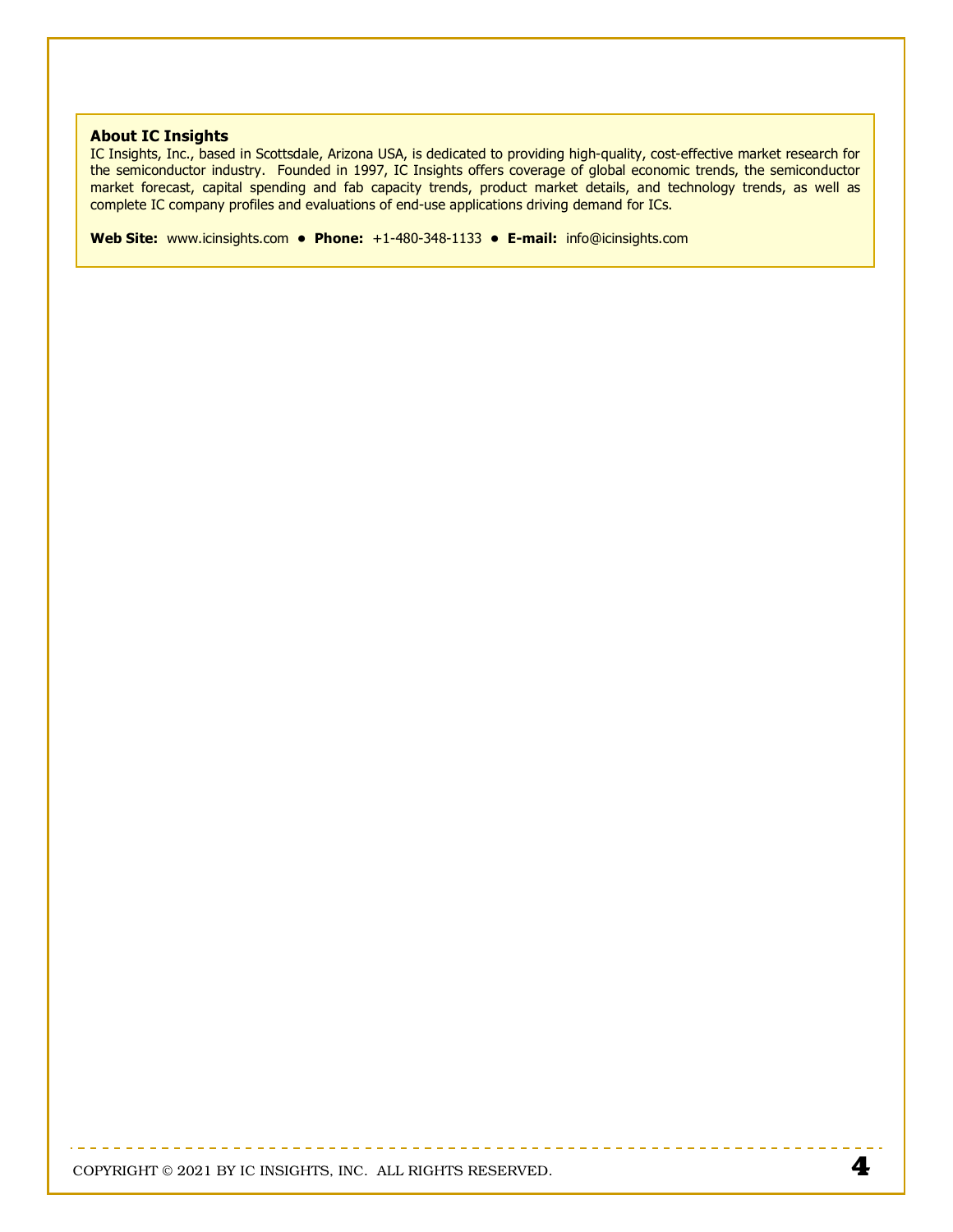### About IC Insights

IC Insights, Inc., based in Scottsdale, Arizona USA, is dedicated to providing high-quality, cost-effective market research for the semiconductor industry. Founded in 1997, IC Insights offers coverage of global economic trends, the semiconductor market forecast, capital spending and fab capacity trends, product market details, and technology trends, as well as complete IC company profiles and evaluations of end-use applications driving demand for ICs.

**Web Site:** www.icinsights.com • **Phone:** +1-480-348-1133 • **E-mail:** info@icinsights.com

COPYRIGHT © 2021 BY IC INSIGHTS, INC. ALL RIGHTS RESERVED.